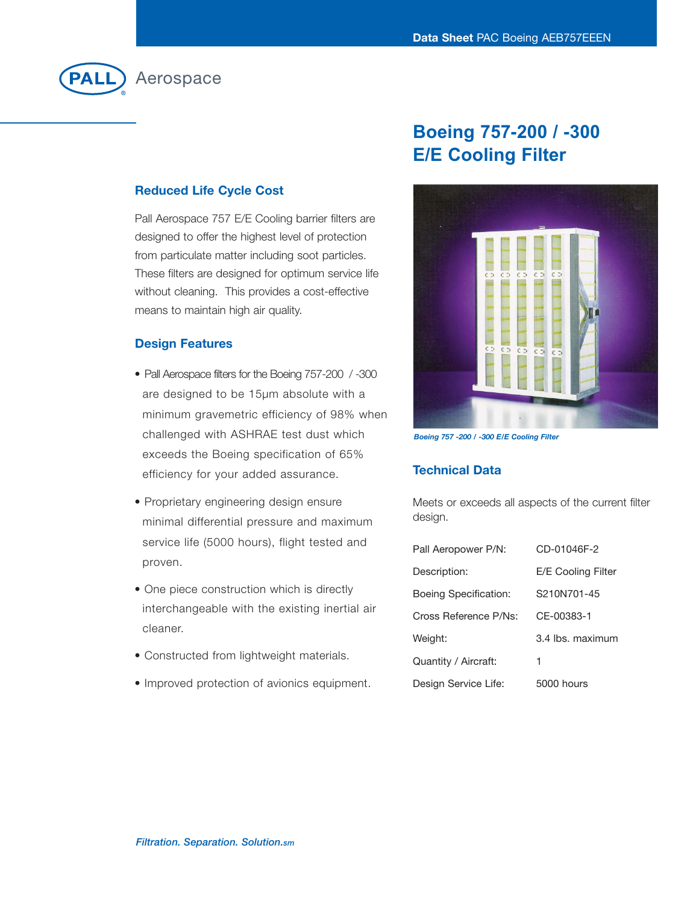Pall Aerospace

# Boeing 757-200 / -300 E/E Cooling Filter

## Reduced Life Cycle Cost

Pall Aerospace 757 E/E Cooling barrier filters are designed to offer the highest level of protection from particulate matter including soot particles. These filters are designed for optimum service life without cleaning. This provides a cost-effective means to maintain high air quality.

## Design Features

- Pall Aerospace filters for the Boeing 757-200 / -300 are designed to be 15µm absolute with a minimum gravemetric efficiency of 98% when challenged with ASHRAE test dust which exceeds the Boeing specification of 65% efficiency for your added assurance.
- Proprietary engineering design ensure minimal differential pressure and maximum service life (5000 hours), flight tested and proven.
- One piece construction which is directly interchangeable with the existing inertial air cleaner.
- Constructed from lightweight materials.
- Improved protection of avionics equipment.

*Boeing 757 -200 / -300 E/E Cooling Filter*

## Technical Data

Meets or exceeds all aspects of the current filter design.

| | |
|---|---|
| Pall Aeropower P/N: | CD-01046F-2 |
| Description: | E/E Cooling Filter |
| Boeing Specification: | S210N701-45 |
| Cross Reference P/Ns: | CE-00383-1 |
| Weight: | 3.4 lbs. maximum |
| Quantity / Aircraft: | 1 |
| Design Service Life: | 5000 hours |

*Filtration. Separation. Solution.sm*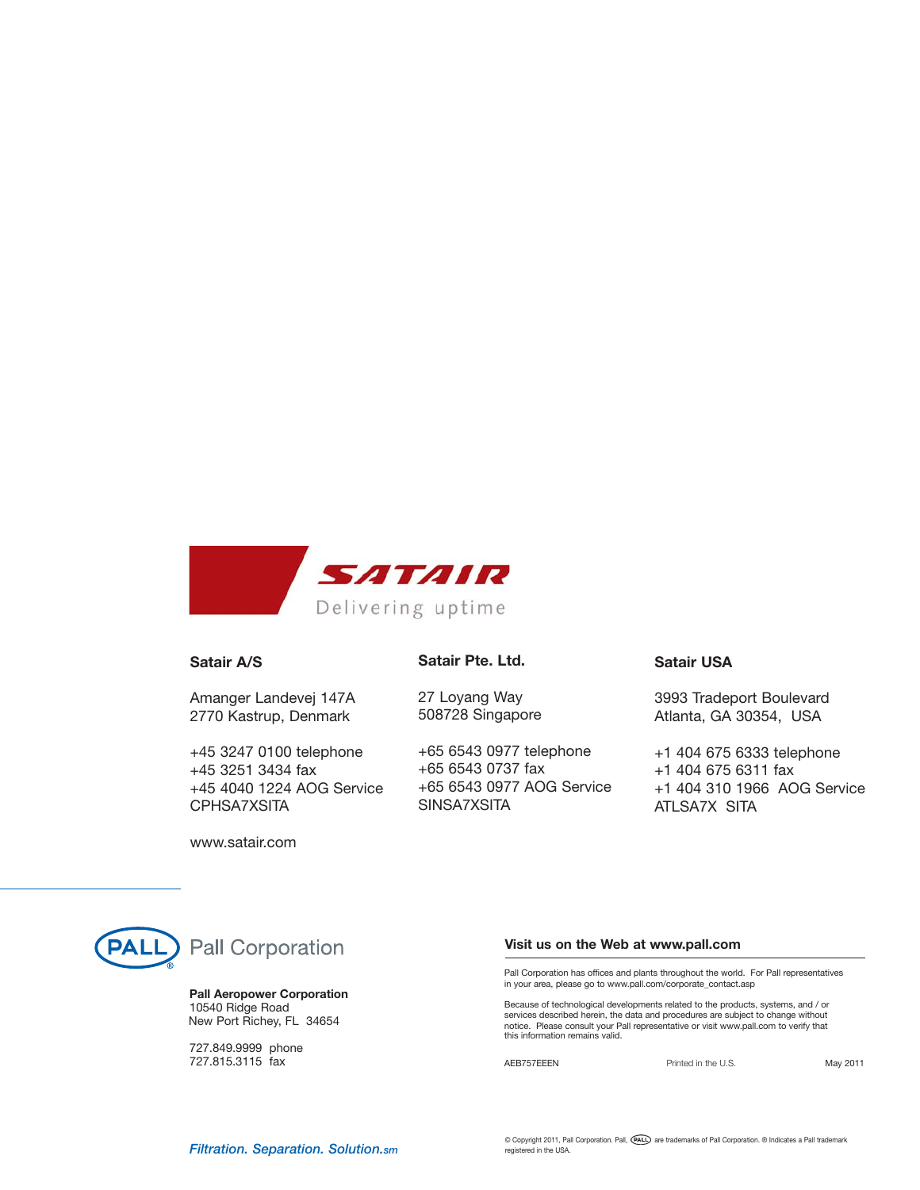SATAIR

Delivering uptime

**Satair A/S**

Amanger Landevej 147A
2770 Kastrup, Denmark

+45 3247 0100 telephone
+45 3251 3434 fax
+45 4040 1224 AOG Service
CPHSA7XSITA

www.satair.com

**Satair Pte. Ltd.**

27 Loyang Way
508728 Singapore

+65 6543 0977 telephone
+65 6543 0737 fax
+65 6543 0977 AOG Service
SINSA7XSITA

**Satair USA**

3993 Tradeport Boulevard
Atlanta, GA 30354, USA

+1 404 675 6333 telephone
+1 404 675 6311 fax
+1 404 310 1966 AOG Service
ATLSA7X SITA

PALL® Pall Corporation

**Pall Aeropower Corporation**
10540 Ridge Road
New Port Richey, FL 34654

727.849.9999 phone
727.815.3115 fax

*Filtration. Separation. Solution.sm*

**Visit us on the Web at www.pall.com**

Pall Corporation has offices and plants throughout the world. For Pall representatives in your area, please go to www.pall.com/corporate_contact.asp

Because of technological developments related to the products, systems, and / or services described herein, the data and procedures are subject to change without notice. Please consult your Pall representative or visit www.pall.com to verify that this information remains valid.

AEB757EEEN Printed in the U.S. May 2011

© Copyright 2011, Pall Corporation. Pall, PALL are trademarks of Pall Corporation. ® Indicates a Pall trademark registered in the USA.